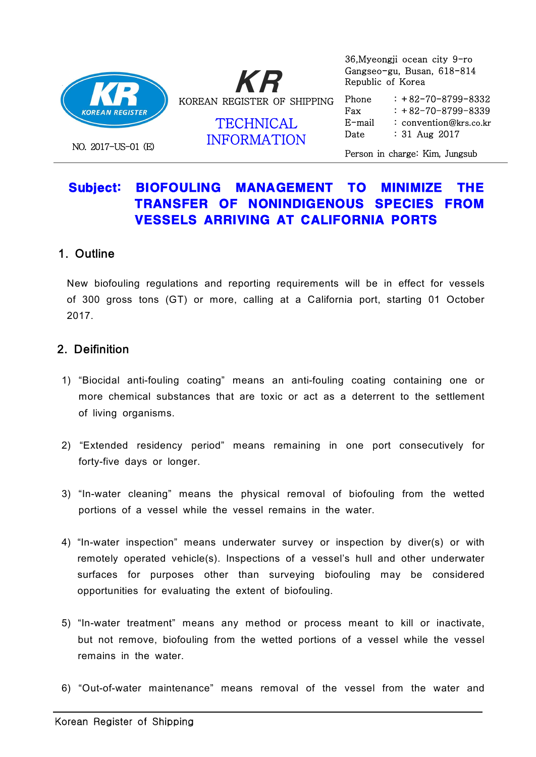KR

KOREAN REGISTER OF SHIPPING

TECHNICAL INFORMATION

NO. 2017-US-01 (E)

36,Myeongji ocean city 9-ro
Gangseo-gu, Busan, 618-814
Republic of Korea

Phone : +82-70-8799-8332
Fax : +82-70-8799-8339
E-mail : convention@krs.co.kr
Date : 31 Aug 2017

Person in charge: Kim, Jungsub

**Subject: BIOFOULING MANAGEMENT TO MINIMIZE THE TRANSFER OF NONINDIGENOUS SPECIES FROM VESSELS ARRIVING AT CALIFORNIA PORTS**

## 1. Outline

New biofouling regulations and reporting requirements will be in effect for vessels of 300 gross tons (GT) or more, calling at a California port, starting 01 October 2017.

## 2. Deifinition

1) "Biocidal anti-fouling coating" means an anti-fouling coating containing one or more chemical substances that are toxic or act as a deterrent to the settlement of living organisms.

2) "Extended residency period" means remaining in one port consecutively for forty-five days or longer.

3) "In-water cleaning" means the physical removal of biofouling from the wetted portions of a vessel while the vessel remains in the water.

4) "In-water inspection" means underwater survey or inspection by diver(s) or with remotely operated vehicle(s). Inspections of a vessel's hull and other underwater surfaces for purposes other than surveying biofouling may be considered opportunities for evaluating the extent of biofouling.

5) "In-water treatment" means any method or process meant to kill or inactivate, but not remove, biofouling from the wetted portions of a vessel while the vessel remains in the water.

6) "Out-of-water maintenance" means removal of the vessel from the water and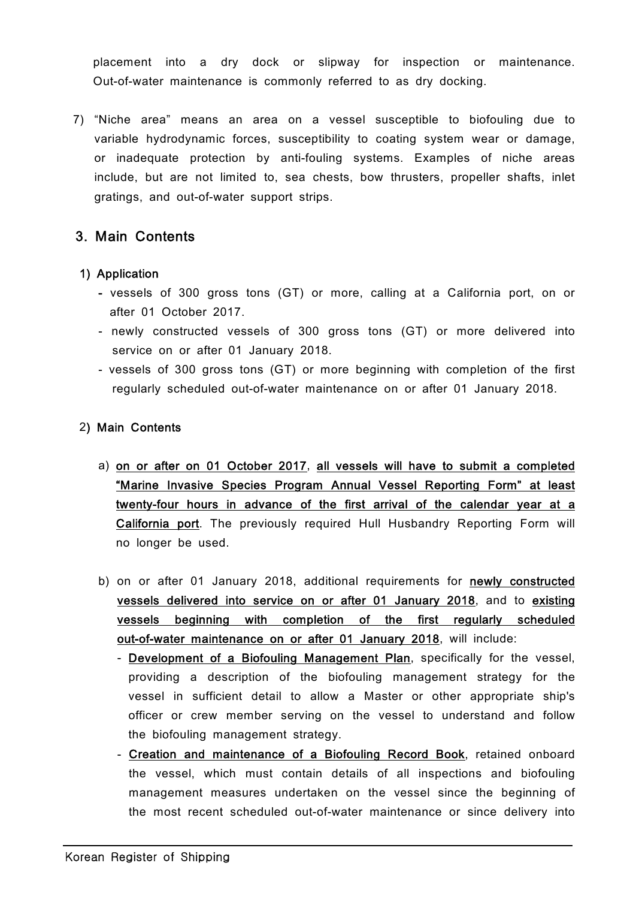placement into a dry dock or slipway for inspection or maintenance. Out-of-water maintenance is commonly referred to as dry docking.

7) "Niche area" means an area on a vessel susceptible to biofouling due to variable hydrodynamic forces, susceptibility to coating system wear or damage, or inadequate protection by anti-fouling systems. Examples of niche areas include, but are not limited to, sea chests, bow thrusters, propeller shafts, inlet gratings, and out-of-water support strips.

## 3. Main Contents

### 1) Application

- vessels of 300 gross tons (GT) or more, calling at a California port, on or after 01 October 2017.
- newly constructed vessels of 300 gross tons (GT) or more delivered into service on or after 01 January 2018.
- vessels of 300 gross tons (GT) or more beginning with completion of the first regularly scheduled out-of-water maintenance on or after 01 January 2018.

### 2) Main Contents

a) **on or after on 01 October 2017**, **all vessels will have to submit a completed "Marine Invasive Species Program Annual Vessel Reporting Form" at least twenty-four hours in advance of the first arrival of the calendar year at a California port**. The previously required Hull Husbandry Reporting Form will no longer be used.

b) on or after 01 January 2018, additional requirements for **newly constructed vessels delivered into service on or after 01 January 2018**, and to **existing vessels beginning with completion of the first regularly scheduled out-of-water maintenance on or after 01 January 2018**, will include:

- **Development of a Biofouling Management Plan**, specifically for the vessel, providing a description of the biofouling management strategy for the vessel in sufficient detail to allow a Master or other appropriate ship's officer or crew member serving on the vessel to understand and follow the biofouling management strategy.
- **Creation and maintenance of a Biofouling Record Book**, retained onboard the vessel, which must contain details of all inspections and biofouling management measures undertaken on the vessel since the beginning of the most recent scheduled out-of-water maintenance or since delivery into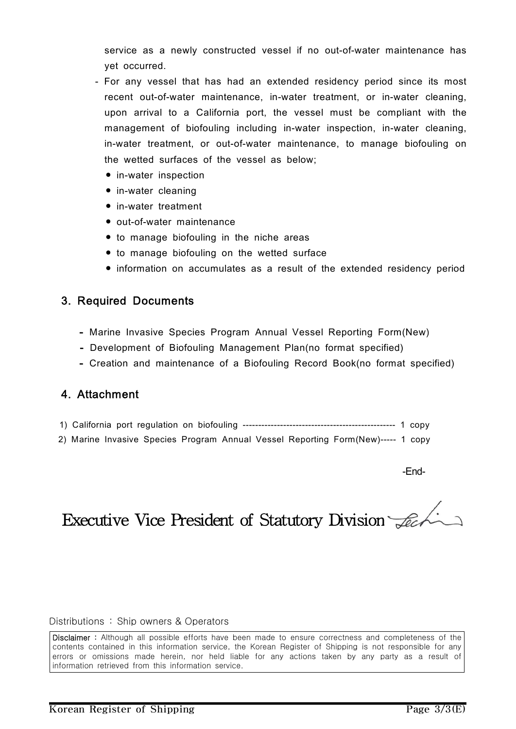service as a newly constructed vessel if no out-of-water maintenance has yet occurred.

- For any vessel that has had an extended residency period since its most recent out-of-water maintenance, in-water treatment, or in-water cleaning, upon arrival to a California port, the vessel must be compliant with the management of biofouling including in-water inspection, in-water cleaning, in-water treatment, or out-of-water maintenance, to manage biofouling on the wetted surfaces of the vessel as below;
  - in-water inspection
  - in-water cleaning
  - in-water treatment
  - out-of-water maintenance
  - to manage biofouling in the niche areas
  - to manage biofouling on the wetted surface
  - information on accumulates as a result of the extended residency period

## 3. Required Documents

- Marine Invasive Species Program Annual Vessel Reporting Form(New)
- Development of Biofouling Management Plan(no format specified)
- Creation and maintenance of a Biofouling Record Book(no format specified)

## 4. Attachment

1) California port regulation on biofouling ------------------------------------------------- 1 copy
2) Marine Invasive Species Program Annual Vessel Reporting Form(New)----- 1 copy

-End-

Executive Vice President of Statutory Division

Distributions : Ship owners & Operators

Disclaimer : Although all possible efforts have been made to ensure correctness and completeness of the contents contained in this information service, the Korean Register of Shipping is not responsible for any errors or omissions made herein, nor held liable for any actions taken by any party as a result of information retrieved from this information service.